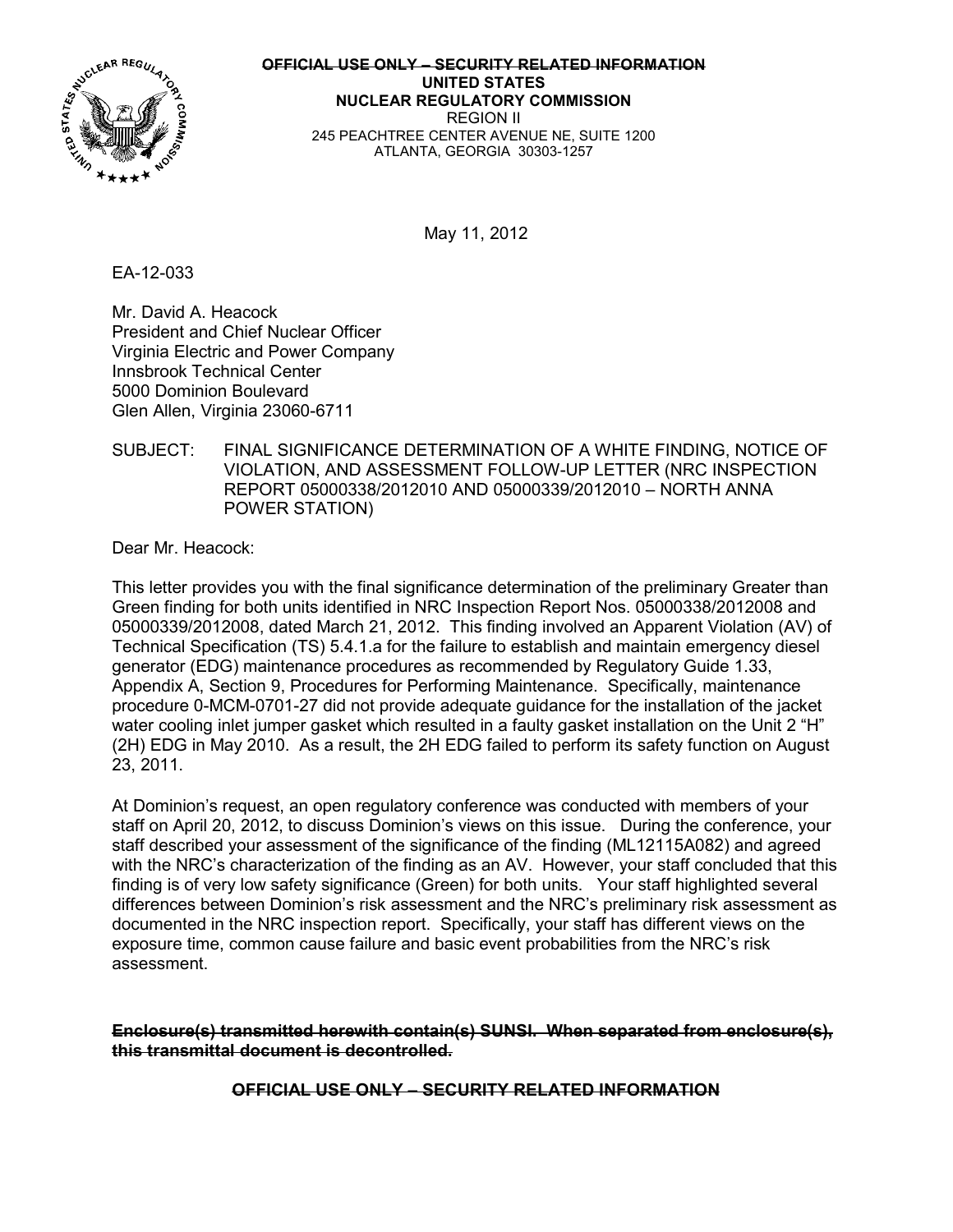~~OFFICIAL USE ONLY – SECURITY RELATED INFORMATION~~

**UNITED STATES**
**NUCLEAR REGULATORY COMMISSION**
REGION II
245 PEACHTREE CENTER AVENUE NE, SUITE 1200
ATLANTA, GEORGIA 30303-1257

May 11, 2012

EA-12-033

Mr. David A. Heacock
President and Chief Nuclear Officer
Virginia Electric and Power Company
Innsbrook Technical Center
5000 Dominion Boulevard
Glen Allen, Virginia 23060-6711

SUBJECT: FINAL SIGNIFICANCE DETERMINATION OF A WHITE FINDING, NOTICE OF VIOLATION, AND ASSESSMENT FOLLOW-UP LETTER (NRC INSPECTION REPORT 05000338/2012010 AND 05000339/2012010 – NORTH ANNA POWER STATION)

Dear Mr. Heacock:

This letter provides you with the final significance determination of the preliminary Greater than Green finding for both units identified in NRC Inspection Report Nos. 05000338/2012008 and 05000339/2012008, dated March 21, 2012. This finding involved an Apparent Violation (AV) of Technical Specification (TS) 5.4.1.a for the failure to establish and maintain emergency diesel generator (EDG) maintenance procedures as recommended by Regulatory Guide 1.33, Appendix A, Section 9, Procedures for Performing Maintenance. Specifically, maintenance procedure 0-MCM-0701-27 did not provide adequate guidance for the installation of the jacket water cooling inlet jumper gasket which resulted in a faulty gasket installation on the Unit 2 "H" (2H) EDG in May 2010. As a result, the 2H EDG failed to perform its safety function on August 23, 2011.

At Dominion's request, an open regulatory conference was conducted with members of your staff on April 20, 2012, to discuss Dominion's views on this issue. During the conference, your staff described your assessment of the significance of the finding (ML12115A082) and agreed with the NRC's characterization of the finding as an AV. However, your staff concluded that this finding is of very low safety significance (Green) for both units. Your staff highlighted several differences between Dominion's risk assessment and the NRC's preliminary risk assessment as documented in the NRC inspection report. Specifically, your staff has different views on the exposure time, common cause failure and basic event probabilities from the NRC's risk assessment.

~~**Enclosure(s) transmitted herewith contain(s) SUNSI. When separated from enclosure(s), this transmittal document is decontrolled.**~~

~~**OFFICIAL USE ONLY – SECURITY RELATED INFORMATION**~~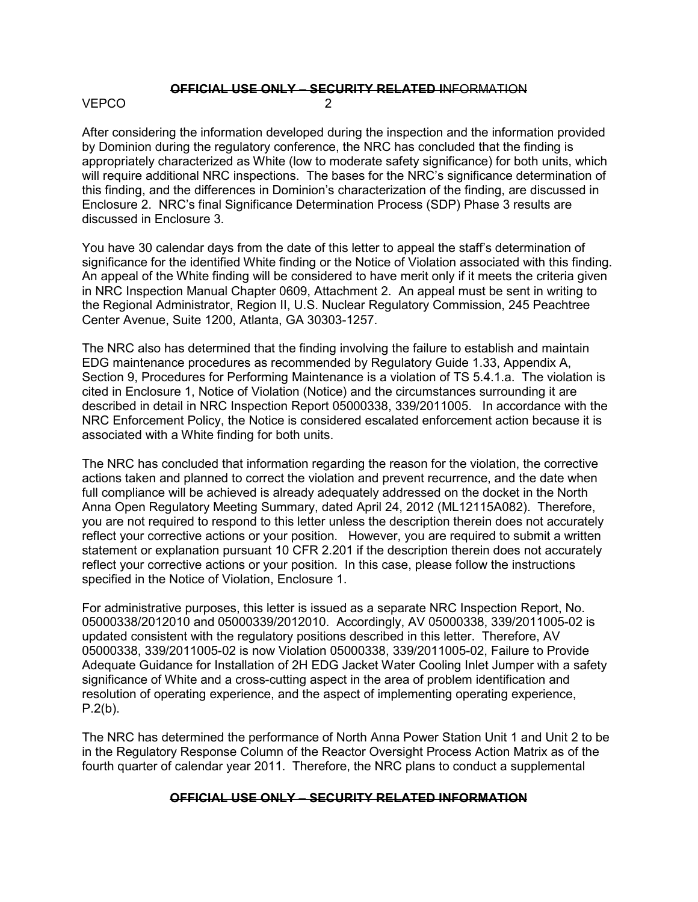After considering the information developed during the inspection and the information provided by Dominion during the regulatory conference, the NRC has concluded that the finding is appropriately characterized as White (low to moderate safety significance) for both units, which will require additional NRC inspections. The bases for the NRC's significance determination of this finding, and the differences in Dominion's characterization of the finding, are discussed in Enclosure 2. NRC's final Significance Determination Process (SDP) Phase 3 results are discussed in Enclosure 3.

You have 30 calendar days from the date of this letter to appeal the staff's determination of significance for the identified White finding or the Notice of Violation associated with this finding. An appeal of the White finding will be considered to have merit only if it meets the criteria given in NRC Inspection Manual Chapter 0609, Attachment 2. An appeal must be sent in writing to the Regional Administrator, Region II, U.S. Nuclear Regulatory Commission, 245 Peachtree Center Avenue, Suite 1200, Atlanta, GA 30303-1257.

The NRC also has determined that the finding involving the failure to establish and maintain EDG maintenance procedures as recommended by Regulatory Guide 1.33, Appendix A, Section 9, Procedures for Performing Maintenance is a violation of TS 5.4.1.a. The violation is cited in Enclosure 1, Notice of Violation (Notice) and the circumstances surrounding it are described in detail in NRC Inspection Report 05000338, 339/2011005. In accordance with the NRC Enforcement Policy, the Notice is considered escalated enforcement action because it is associated with a White finding for both units.

The NRC has concluded that information regarding the reason for the violation, the corrective actions taken and planned to correct the violation and prevent recurrence, and the date when full compliance will be achieved is already adequately addressed on the docket in the North Anna Open Regulatory Meeting Summary, dated April 24, 2012 (ML12115A082). Therefore, you are not required to respond to this letter unless the description therein does not accurately reflect your corrective actions or your position. However, you are required to submit a written statement or explanation pursuant 10 CFR 2.201 if the description therein does not accurately reflect your corrective actions or your position. In this case, please follow the instructions specified in the Notice of Violation, Enclosure 1.

For administrative purposes, this letter is issued as a separate NRC Inspection Report, No. 05000338/2012010 and 05000339/2012010. Accordingly, AV 05000338, 339/2011005-02 is updated consistent with the regulatory positions described in this letter. Therefore, AV 05000338, 339/2011005-02 is now Violation 05000338, 339/2011005-02, Failure to Provide Adequate Guidance for Installation of 2H EDG Jacket Water Cooling Inlet Jumper with a safety significance of White and a cross-cutting aspect in the area of problem identification and resolution of operating experience, and the aspect of implementing operating experience, P.2(b).

The NRC has determined the performance of North Anna Power Station Unit 1 and Unit 2 to be in the Regulatory Response Column of the Reactor Oversight Process Action Matrix as of the fourth quarter of calendar year 2011. Therefore, the NRC plans to conduct a supplemental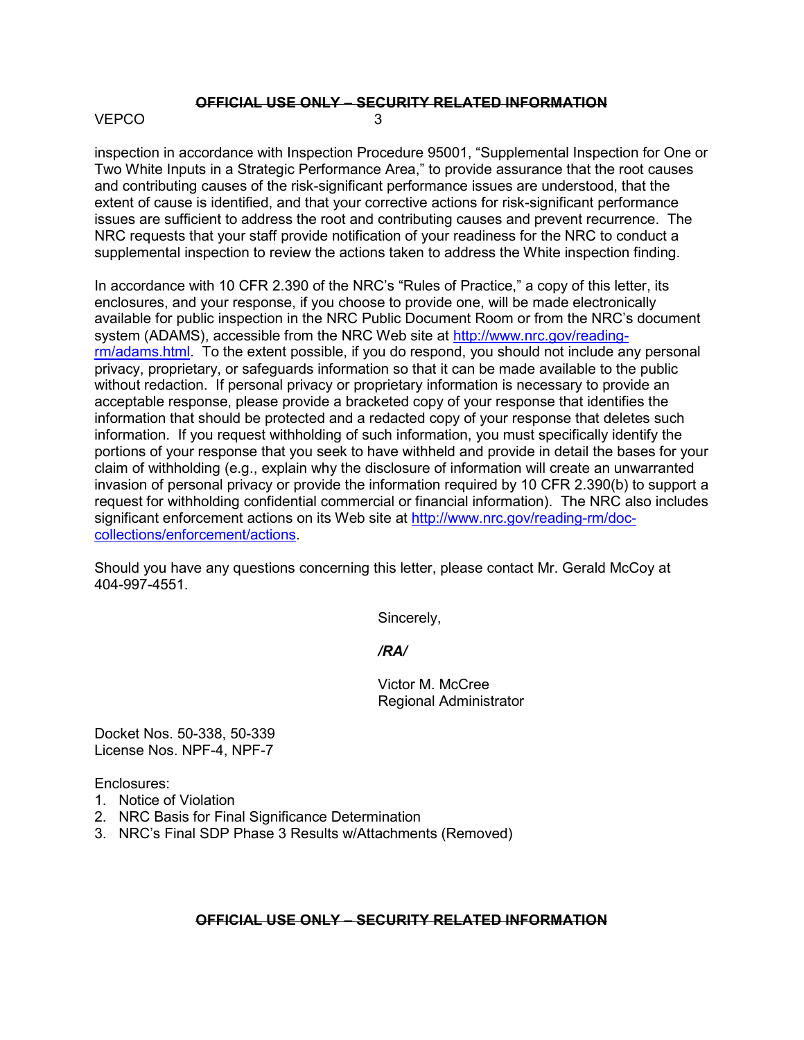inspection in accordance with Inspection Procedure 95001, “Supplemental Inspection for One or Two White Inputs in a Strategic Performance Area,” to provide assurance that the root causes and contributing causes of the risk-significant performance issues are understood, that the extent of cause is identified, and that your corrective actions for risk-significant performance issues are sufficient to address the root and contributing causes and prevent recurrence. The NRC requests that your staff provide notification of your readiness for the NRC to conduct a supplemental inspection to review the actions taken to address the White inspection finding.

In accordance with 10 CFR 2.390 of the NRC’s “Rules of Practice,” a copy of this letter, its enclosures, and your response, if you choose to provide one, will be made electronically available for public inspection in the NRC Public Document Room or from the NRC’s document system (ADAMS), accessible from the NRC Web site at http://www.nrc.gov/reading-rm/adams.html. To the extent possible, if you do respond, you should not include any personal privacy, proprietary, or safeguards information so that it can be made available to the public without redaction. If personal privacy or proprietary information is necessary to provide an acceptable response, please provide a bracketed copy of your response that identifies the information that should be protected and a redacted copy of your response that deletes such information. If you request withholding of such information, you must specifically identify the portions of your response that you seek to have withheld and provide in detail the bases for your claim of withholding (e.g., explain why the disclosure of information will create an unwarranted invasion of personal privacy or provide the information required by 10 CFR 2.390(b) to support a request for withholding confidential commercial or financial information). The NRC also includes significant enforcement actions on its Web site at http://www.nrc.gov/reading-rm/doc-collections/enforcement/actions.

Should you have any questions concerning this letter, please contact Mr. Gerald McCoy at 404-997-4551.

Sincerely,

***/RA/***

Victor M. McCree
Regional Administrator

Docket Nos. 50-338, 50-339
License Nos. NPF-4, NPF-7

Enclosures:
1. Notice of Violation
2. NRC Basis for Final Significance Determination
3. NRC’s Final SDP Phase 3 Results w/Attachments (Removed)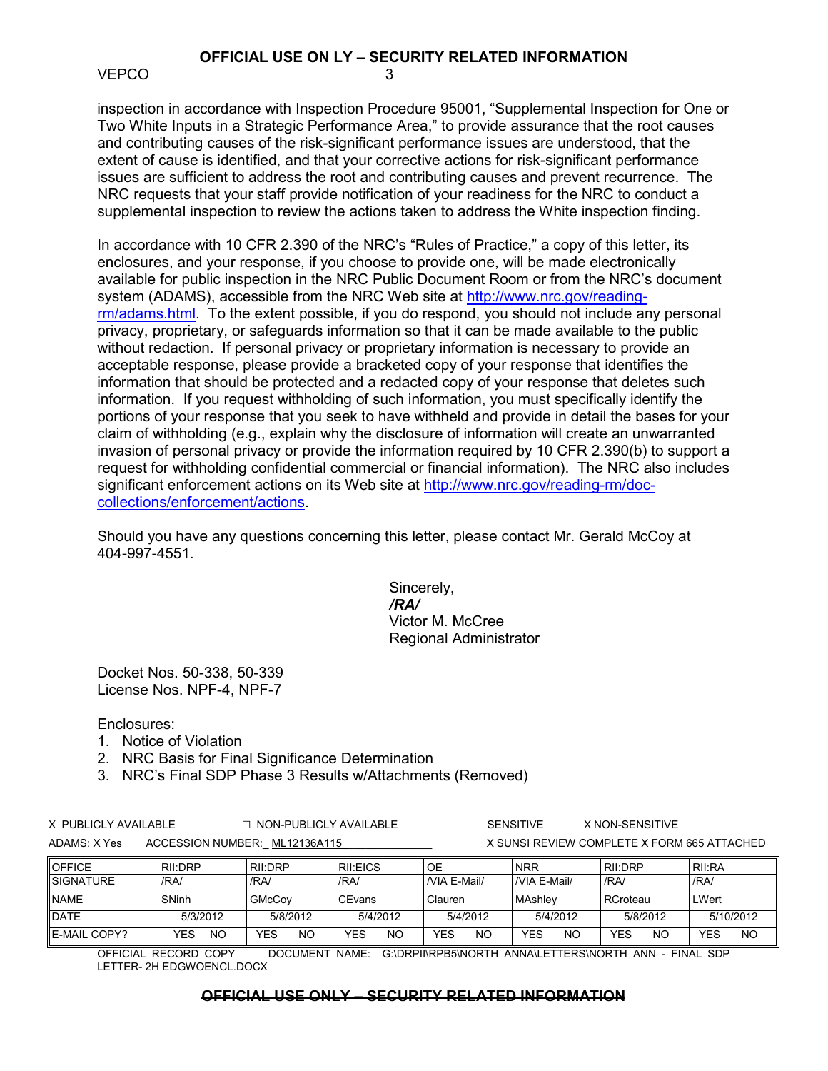inspection in accordance with Inspection Procedure 95001, "Supplemental Inspection for One or Two White Inputs in a Strategic Performance Area," to provide assurance that the root causes and contributing causes of the risk-significant performance issues are understood, that the extent of cause is identified, and that your corrective actions for risk-significant performance issues are sufficient to address the root and contributing causes and prevent recurrence. The NRC requests that your staff provide notification of your readiness for the NRC to conduct a supplemental inspection to review the actions taken to address the White inspection finding.

In accordance with 10 CFR 2.390 of the NRC's "Rules of Practice," a copy of this letter, its enclosures, and your response, if you choose to provide one, will be made electronically available for public inspection in the NRC Public Document Room or from the NRC's document system (ADAMS), accessible from the NRC Web site at http://www.nrc.gov/reading-rm/adams.html. To the extent possible, if you do respond, you should not include any personal privacy, proprietary, or safeguards information so that it can be made available to the public without redaction. If personal privacy or proprietary information is necessary to provide an acceptable response, please provide a bracketed copy of your response that identifies the information that should be protected and a redacted copy of your response that deletes such information. If you request withholding of such information, you must specifically identify the portions of your response that you seek to have withheld and provide in detail the bases for your claim of withholding (e.g., explain why the disclosure of information will create an unwarranted invasion of personal privacy or provide the information required by 10 CFR 2.390(b) to support a request for withholding confidential commercial or financial information). The NRC also includes significant enforcement actions on its Web site at http://www.nrc.gov/reading-rm/doc-collections/enforcement/actions.

Should you have any questions concerning this letter, please contact Mr. Gerald McCoy at 404-997-4551.

Sincerely,
*/RA/*
Victor M. McCree
Regional Administrator

Docket Nos. 50-338, 50-339
License Nos. NPF-4, NPF-7

Enclosures:
1. Notice of Violation
2. NRC Basis for Final Significance Determination
3. NRC's Final SDP Phase 3 Results w/Attachments (Removed)

X PUBLICLY AVAILABLE ☐ NON-PUBLICLY AVAILABLE SENSITIVE X NON-SENSITIVE
ADAMS: X Yes ACCESSION NUMBER: ML12136A115 X SUNSI REVIEW COMPLETE X FORM 665 ATTACHED

| OFFICE | RII:DRP | RII:DRP | RII:EICS | OE | NRR | RII:DRP | RII:RA |
|---|---|---|---|---|---|---|---|
| SIGNATURE | /RA/ | /RA/ | /RA/ | /VIA E-Mail/ | /VIA E-Mail/ | /RA/ | /RA/ |
| NAME | SNinh | GMcCoy | CEvans | Clauren | MAshley | RCroteau | LWert |
| DATE | 5/3/2012 | 5/8/2012 | 5/4/2012 | 5/4/2012 | 5/4/2012 | 5/8/2012 | 5/10/2012 |
| E-MAIL COPY? | YES NO | YES NO | YES NO | YES NO | YES NO | YES NO | YES NO |

OFFICIAL RECORD COPY DOCUMENT NAME: G:\DRPII\RPB5\NORTH ANNA\LETTERS\NORTH ANN - FINAL SDP LETTER- 2H EDGWOENCL.DOCX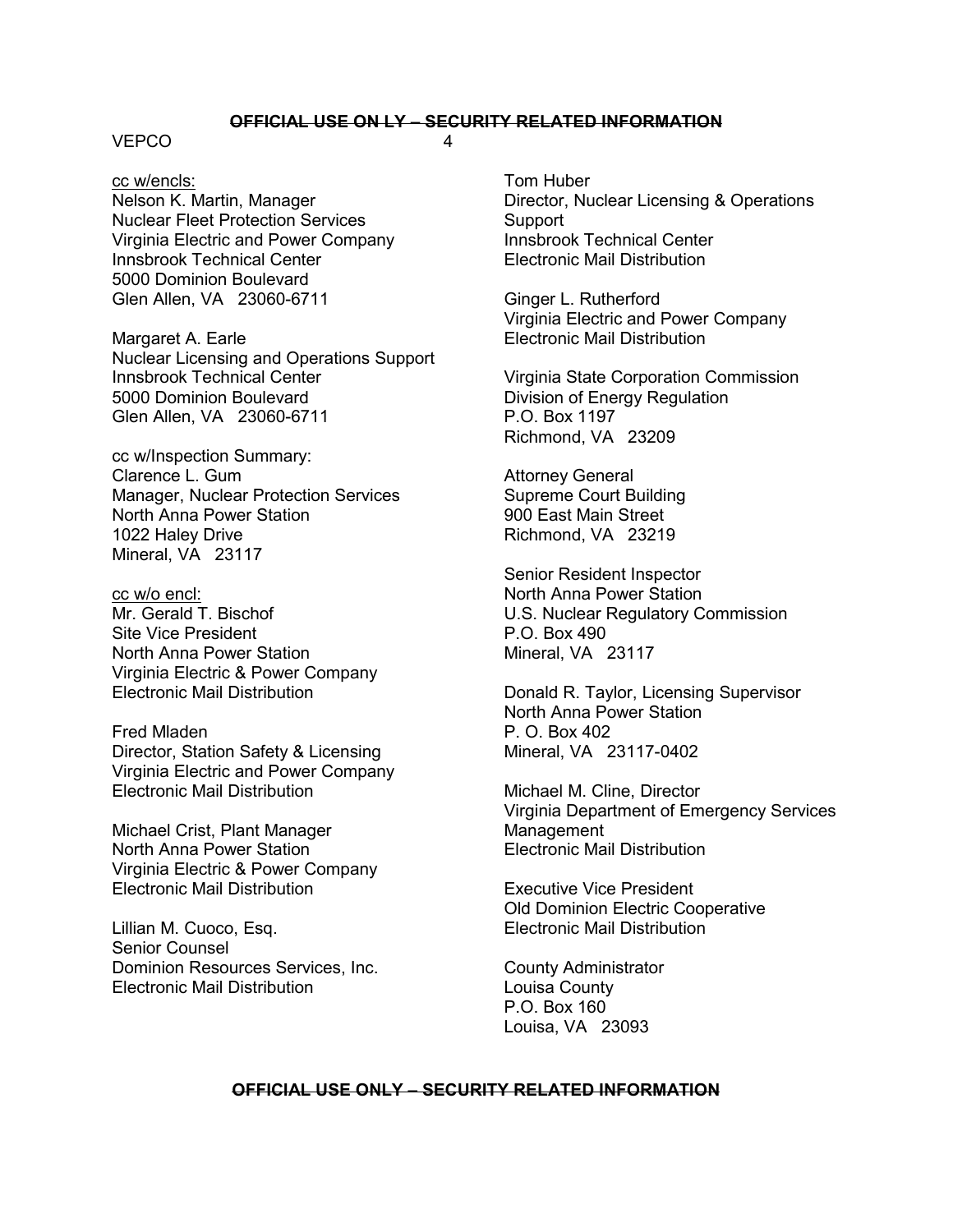~~OFFICIAL USE ON LY – SECURITY RELATED INFORMATION~~

cc w/encls:
Nelson K. Martin, Manager
Nuclear Fleet Protection Services
Virginia Electric and Power Company
Innsbrook Technical Center
5000 Dominion Boulevard
Glen Allen, VA 23060-6711

Margaret A. Earle
Nuclear Licensing and Operations Support
Innsbrook Technical Center
5000 Dominion Boulevard
Glen Allen, VA 23060-6711

cc w/Inspection Summary:
Clarence L. Gum
Manager, Nuclear Protection Services
North Anna Power Station
1022 Haley Drive
Mineral, VA 23117

cc w/o encl:
Mr. Gerald T. Bischof
Site Vice President
North Anna Power Station
Virginia Electric & Power Company
Electronic Mail Distribution

Fred Mladen
Director, Station Safety & Licensing
Virginia Electric and Power Company
Electronic Mail Distribution

Michael Crist, Plant Manager
North Anna Power Station
Virginia Electric & Power Company
Electronic Mail Distribution

Lillian M. Cuoco, Esq.
Senior Counsel
Dominion Resources Services, Inc.
Electronic Mail Distribution

Tom Huber
Director, Nuclear Licensing & Operations Support
Innsbrook Technical Center
Electronic Mail Distribution

Ginger L. Rutherford
Virginia Electric and Power Company
Electronic Mail Distribution

Virginia State Corporation Commission
Division of Energy Regulation
P.O. Box 1197
Richmond, VA 23209

Attorney General
Supreme Court Building
900 East Main Street
Richmond, VA 23219

Senior Resident Inspector
North Anna Power Station
U.S. Nuclear Regulatory Commission
P.O. Box 490
Mineral, VA 23117

Donald R. Taylor, Licensing Supervisor
North Anna Power Station
P. O. Box 402
Mineral, VA 23117-0402

Michael M. Cline, Director
Virginia Department of Emergency Services Management
Electronic Mail Distribution

Executive Vice President
Old Dominion Electric Cooperative
Electronic Mail Distribution

County Administrator
Louisa County
P.O. Box 160
Louisa, VA 23093

~~OFFICIAL USE ONLY – SECURITY RELATED INFORMATION~~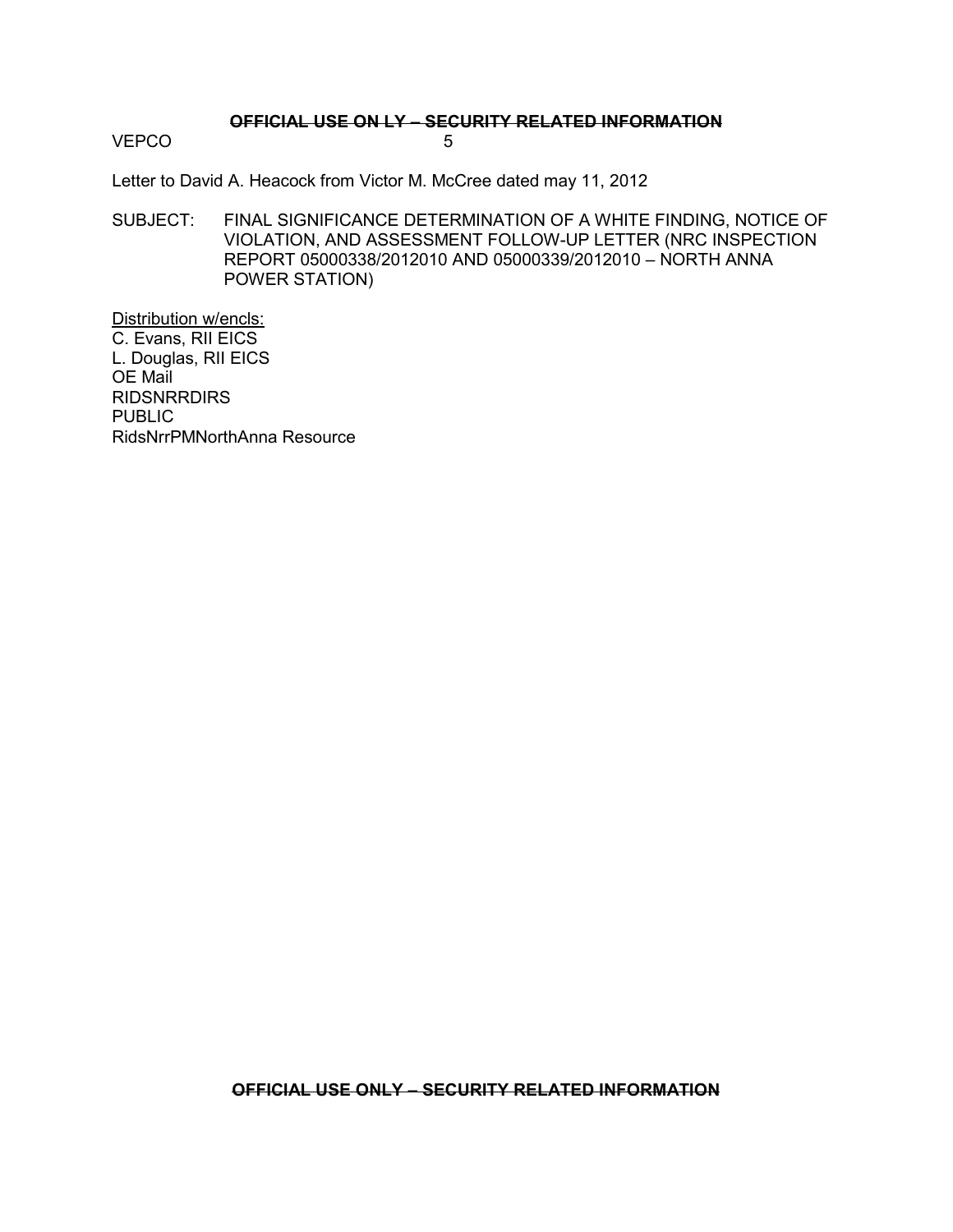Letter to David A. Heacock from Victor M. McCree dated may 11, 2012

SUBJECT: FINAL SIGNIFICANCE DETERMINATION OF A WHITE FINDING, NOTICE OF VIOLATION, AND ASSESSMENT FOLLOW-UP LETTER (NRC INSPECTION REPORT 05000338/2012010 AND 05000339/2012010 – NORTH ANNA POWER STATION)

Distribution w/encls:
C. Evans, RII EICS
L. Douglas, RII EICS
OE Mail
RIDSNRRDIRS
PUBLIC
RidsNrrPMNorthAnna Resource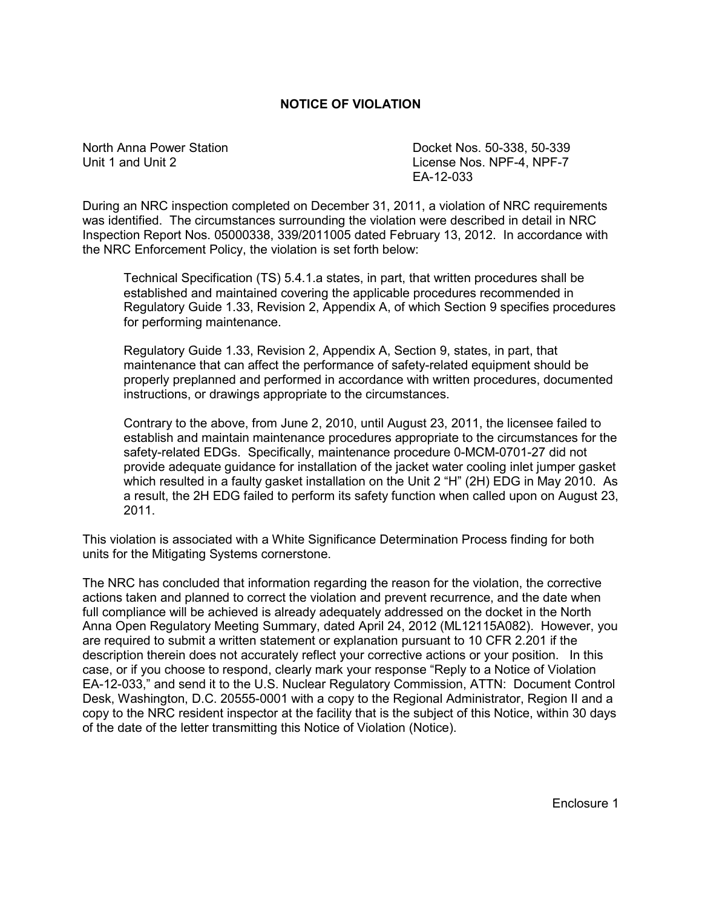# NOTICE OF VIOLATION

North Anna Power Station
Unit 1 and Unit 2

Docket Nos. 50-338, 50-339
License Nos. NPF-4, NPF-7
EA-12-033

During an NRC inspection completed on December 31, 2011, a violation of NRC requirements was identified. The circumstances surrounding the violation were described in detail in NRC Inspection Report Nos. 05000338, 339/2011005 dated February 13, 2012. In accordance with the NRC Enforcement Policy, the violation is set forth below:

> Technical Specification (TS) 5.4.1.a states, in part, that written procedures shall be established and maintained covering the applicable procedures recommended in Regulatory Guide 1.33, Revision 2, Appendix A, of which Section 9 specifies procedures for performing maintenance.
>
> Regulatory Guide 1.33, Revision 2, Appendix A, Section 9, states, in part, that maintenance that can affect the performance of safety-related equipment should be properly preplanned and performed in accordance with written procedures, documented instructions, or drawings appropriate to the circumstances.
>
> Contrary to the above, from June 2, 2010, until August 23, 2011, the licensee failed to establish and maintain maintenance procedures appropriate to the circumstances for the safety-related EDGs. Specifically, maintenance procedure 0-MCM-0701-27 did not provide adequate guidance for installation of the jacket water cooling inlet jumper gasket which resulted in a faulty gasket installation on the Unit 2 "H" (2H) EDG in May 2010. As a result, the 2H EDG failed to perform its safety function when called upon on August 23, 2011.

This violation is associated with a White Significance Determination Process finding for both units for the Mitigating Systems cornerstone.

The NRC has concluded that information regarding the reason for the violation, the corrective actions taken and planned to correct the violation and prevent recurrence, and the date when full compliance will be achieved is already adequately addressed on the docket in the North Anna Open Regulatory Meeting Summary, dated April 24, 2012 (ML12115A082). However, you are required to submit a written statement or explanation pursuant to 10 CFR 2.201 if the description therein does not accurately reflect your corrective actions or your position. In this case, or if you choose to respond, clearly mark your response "Reply to a Notice of Violation EA-12-033," and send it to the U.S. Nuclear Regulatory Commission, ATTN: Document Control Desk, Washington, D.C. 20555-0001 with a copy to the Regional Administrator, Region II and a copy to the NRC resident inspector at the facility that is the subject of this Notice, within 30 days of the date of the letter transmitting this Notice of Violation (Notice).

Enclosure 1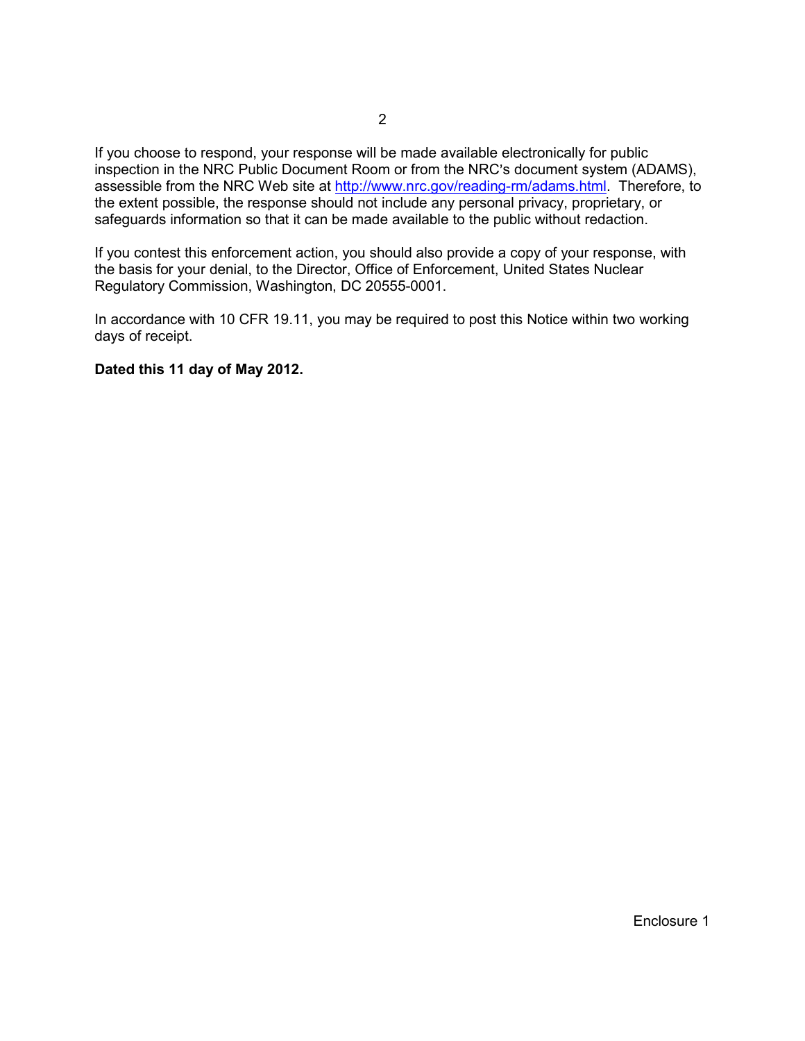If you choose to respond, your response will be made available electronically for public inspection in the NRC Public Document Room or from the NRC's document system (ADAMS), assessible from the NRC Web site at http://www.nrc.gov/reading-rm/adams.html. Therefore, to the extent possible, the response should not include any personal privacy, proprietary, or safeguards information so that it can be made available to the public without redaction.

If you contest this enforcement action, you should also provide a copy of your response, with the basis for your denial, to the Director, Office of Enforcement, United States Nuclear Regulatory Commission, Washington, DC 20555-0001.

In accordance with 10 CFR 19.11, you may be required to post this Notice within two working days of receipt.

**Dated this 11 day of May 2012.**

Enclosure 1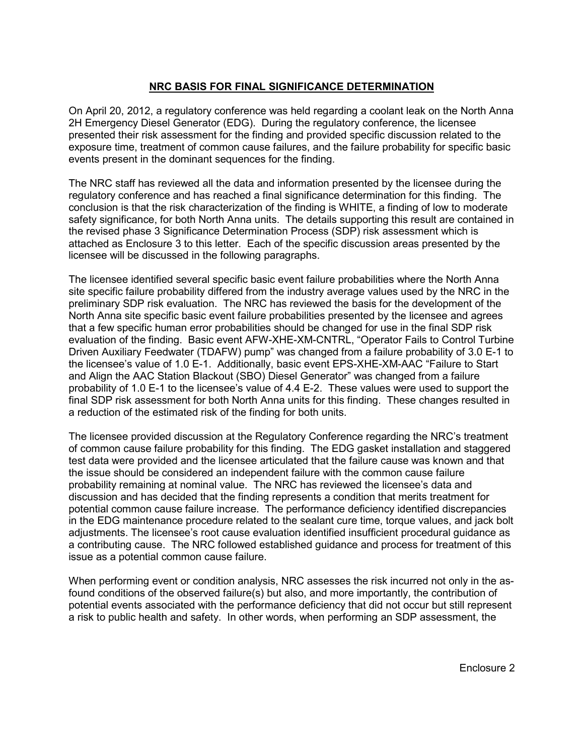## NRC BASIS FOR FINAL SIGNIFICANCE DETERMINATION

On April 20, 2012, a regulatory conference was held regarding a coolant leak on the North Anna 2H Emergency Diesel Generator (EDG). During the regulatory conference, the licensee presented their risk assessment for the finding and provided specific discussion related to the exposure time, treatment of common cause failures, and the failure probability for specific basic events present in the dominant sequences for the finding.

The NRC staff has reviewed all the data and information presented by the licensee during the regulatory conference and has reached a final significance determination for this finding. The conclusion is that the risk characterization of the finding is WHITE, a finding of low to moderate safety significance, for both North Anna units. The details supporting this result are contained in the revised phase 3 Significance Determination Process (SDP) risk assessment which is attached as Enclosure 3 to this letter. Each of the specific discussion areas presented by the licensee will be discussed in the following paragraphs.

The licensee identified several specific basic event failure probabilities where the North Anna site specific failure probability differed from the industry average values used by the NRC in the preliminary SDP risk evaluation. The NRC has reviewed the basis for the development of the North Anna site specific basic event failure probabilities presented by the licensee and agrees that a few specific human error probabilities should be changed for use in the final SDP risk evaluation of the finding. Basic event AFW-XHE-XM-CNTRL, "Operator Fails to Control Turbine Driven Auxiliary Feedwater (TDAFW) pump" was changed from a failure probability of 3.0 E-1 to the licensee's value of 1.0 E-1. Additionally, basic event EPS-XHE-XM-AAC "Failure to Start and Align the AAC Station Blackout (SBO) Diesel Generator" was changed from a failure probability of 1.0 E-1 to the licensee's value of 4.4 E-2. These values were used to support the final SDP risk assessment for both North Anna units for this finding. These changes resulted in a reduction of the estimated risk of the finding for both units.

The licensee provided discussion at the Regulatory Conference regarding the NRC's treatment of common cause failure probability for this finding. The EDG gasket installation and staggered test data were provided and the licensee articulated that the failure cause was known and that the issue should be considered an independent failure with the common cause failure probability remaining at nominal value. The NRC has reviewed the licensee's data and discussion and has decided that the finding represents a condition that merits treatment for potential common cause failure increase. The performance deficiency identified discrepancies in the EDG maintenance procedure related to the sealant cure time, torque values, and jack bolt adjustments. The licensee's root cause evaluation identified insufficient procedural guidance as a contributing cause. The NRC followed established guidance and process for treatment of this issue as a potential common cause failure.

When performing event or condition analysis, NRC assesses the risk incurred not only in the as-found conditions of the observed failure(s) but also, and more importantly, the contribution of potential events associated with the performance deficiency that did not occur but still represent a risk to public health and safety. In other words, when performing an SDP assessment, the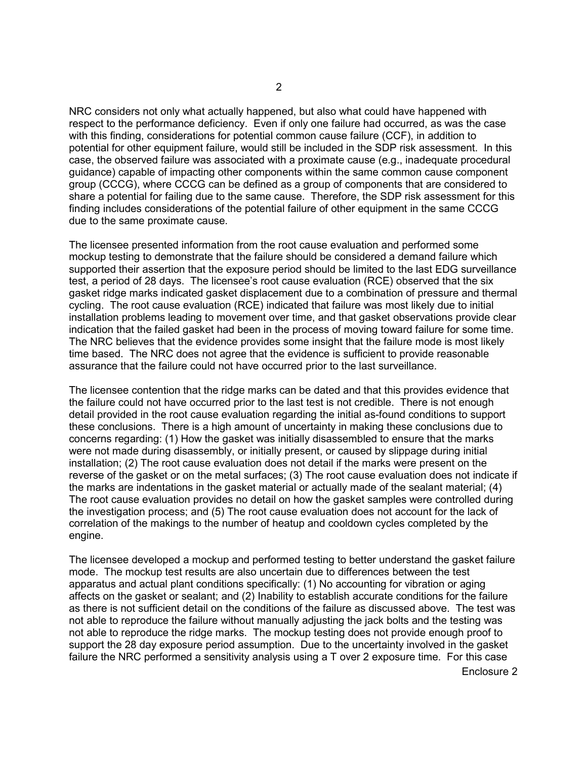NRC considers not only what actually happened, but also what could have happened with respect to the performance deficiency. Even if only one failure had occurred, as was the case with this finding, considerations for potential common cause failure (CCF), in addition to potential for other equipment failure, would still be included in the SDP risk assessment. In this case, the observed failure was associated with a proximate cause (e.g., inadequate procedural guidance) capable of impacting other components within the same common cause component group (CCCG), where CCCG can be defined as a group of components that are considered to share a potential for failing due to the same cause. Therefore, the SDP risk assessment for this finding includes considerations of the potential failure of other equipment in the same CCCG due to the same proximate cause.

The licensee presented information from the root cause evaluation and performed some mockup testing to demonstrate that the failure should be considered a demand failure which supported their assertion that the exposure period should be limited to the last EDG surveillance test, a period of 28 days. The licensee's root cause evaluation (RCE) observed that the six gasket ridge marks indicated gasket displacement due to a combination of pressure and thermal cycling. The root cause evaluation (RCE) indicated that failure was most likely due to initial installation problems leading to movement over time, and that gasket observations provide clear indication that the failed gasket had been in the process of moving toward failure for some time. The NRC believes that the evidence provides some insight that the failure mode is most likely time based. The NRC does not agree that the evidence is sufficient to provide reasonable assurance that the failure could not have occurred prior to the last surveillance.

The licensee contention that the ridge marks can be dated and that this provides evidence that the failure could not have occurred prior to the last test is not credible. There is not enough detail provided in the root cause evaluation regarding the initial as-found conditions to support these conclusions. There is a high amount of uncertainty in making these conclusions due to concerns regarding: (1) How the gasket was initially disassembled to ensure that the marks were not made during disassembly, or initially present, or caused by slippage during initial installation; (2) The root cause evaluation does not detail if the marks were present on the reverse of the gasket or on the metal surfaces; (3) The root cause evaluation does not indicate if the marks are indentations in the gasket material or actually made of the sealant material; (4) The root cause evaluation provides no detail on how the gasket samples were controlled during the investigation process; and (5) The root cause evaluation does not account for the lack of correlation of the makings to the number of heatup and cooldown cycles completed by the engine.

The licensee developed a mockup and performed testing to better understand the gasket failure mode. The mockup test results are also uncertain due to differences between the test apparatus and actual plant conditions specifically: (1) No accounting for vibration or aging affects on the gasket or sealant; and (2) Inability to establish accurate conditions for the failure as there is not sufficient detail on the conditions of the failure as discussed above. The test was not able to reproduce the failure without manually adjusting the jack bolts and the testing was not able to reproduce the ridge marks. The mockup testing does not provide enough proof to support the 28 day exposure period assumption. Due to the uncertainty involved in the gasket failure the NRC performed a sensitivity analysis using a T over 2 exposure time. For this case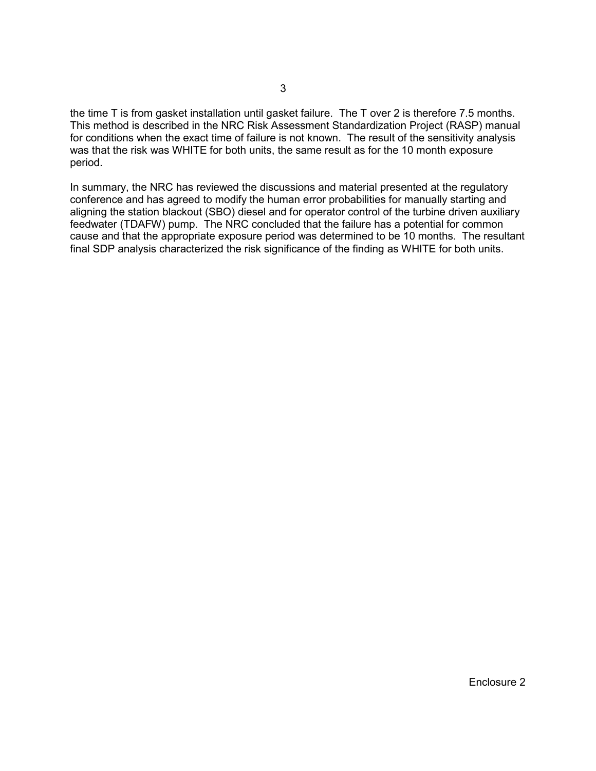the time T is from gasket installation until gasket failure. The T over 2 is therefore 7.5 months. This method is described in the NRC Risk Assessment Standardization Project (RASP) manual for conditions when the exact time of failure is not known. The result of the sensitivity analysis was that the risk was WHITE for both units, the same result as for the 10 month exposure period.

In summary, the NRC has reviewed the discussions and material presented at the regulatory conference and has agreed to modify the human error probabilities for manually starting and aligning the station blackout (SBO) diesel and for operator control of the turbine driven auxiliary feedwater (TDAFW) pump. The NRC concluded that the failure has a potential for common cause and that the appropriate exposure period was determined to be 10 months. The resultant final SDP analysis characterized the risk significance of the finding as WHITE for both units.

Enclosure 2